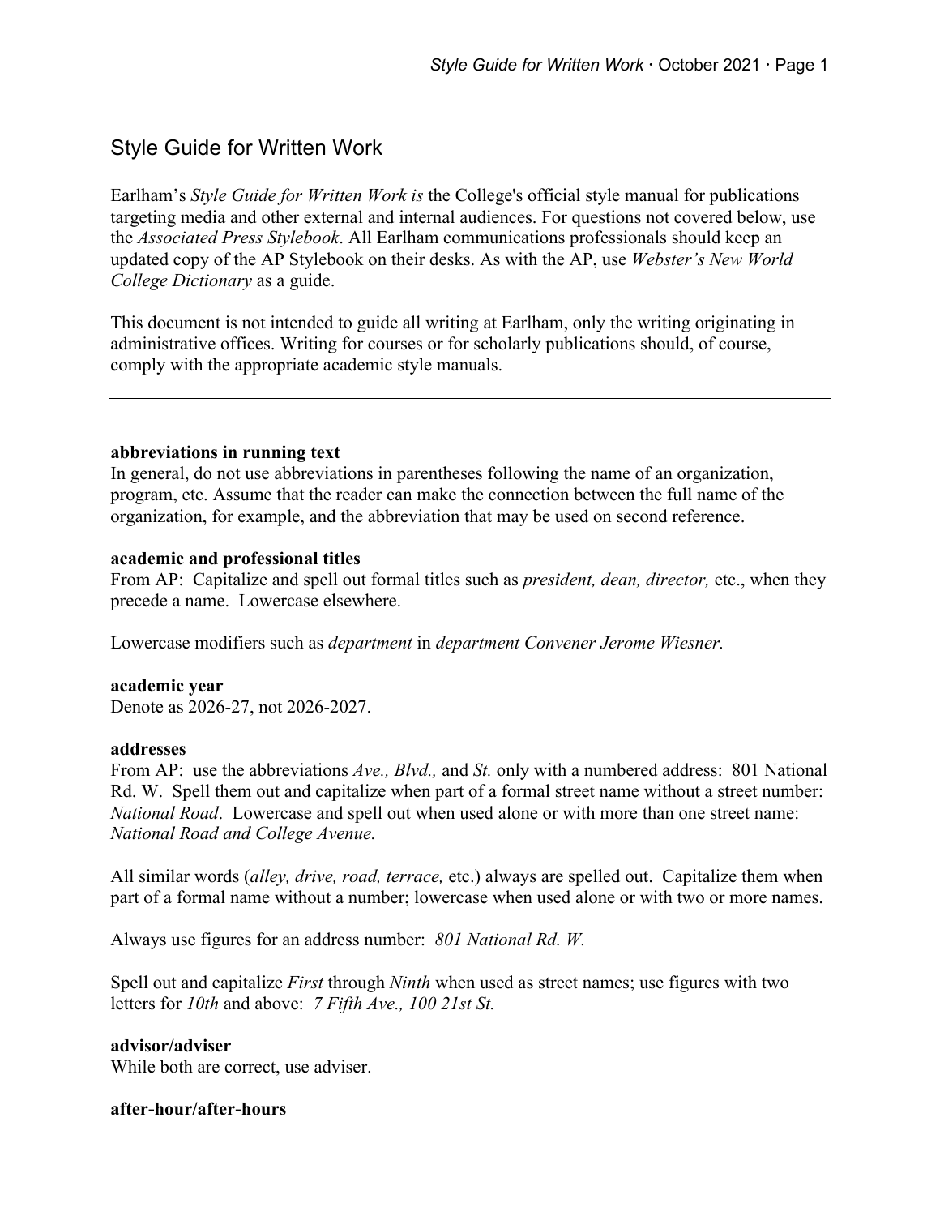# Style Guide for Written Work

Earlham's *Style Guide for Written Work is* the College's official style manual for publications targeting media and other external and internal audiences. For questions not covered below, use the *Associated Press Stylebook*. All Earlham communications professionals should keep an updated copy of the AP Stylebook on their desks. As with the AP, use *Webster's New World College Dictionary* as a guide.

This document is not intended to guide all writing at Earlham, only the writing originating in administrative offices. Writing for courses or for scholarly publications should, of course, comply with the appropriate academic style manuals.

---

**abbreviations in running text**
In general, do not use abbreviations in parentheses following the name of an organization, program, etc. Assume that the reader can make the connection between the full name of the organization, for example, and the abbreviation that may be used on second reference.

**academic and professional titles**
From AP: Capitalize and spell out formal titles such as *president, dean, director,* etc., when they precede a name. Lowercase elsewhere.

Lowercase modifiers such as *department* in *department Convener Jerome Wiesner.*

**academic year**
Denote as 2026-27, not 2026-2027.

**addresses**
From AP: use the abbreviations *Ave., Blvd.,* and *St.* only with a numbered address: 801 National Rd. W. Spell them out and capitalize when part of a formal street name without a street number: *National Road*. Lowercase and spell out when used alone or with more than one street name: *National Road and College Avenue.*

All similar words (*alley, drive, road, terrace,* etc.) always are spelled out. Capitalize them when part of a formal name without a number; lowercase when used alone or with two or more names.

Always use figures for an address number: *801 National Rd. W.*

Spell out and capitalize *First* through *Ninth* when used as street names; use figures with two letters for *10th* and above: *7 Fifth Ave., 100 21st St.*

**advisor/adviser**
While both are correct, use adviser.

**after-hour/after-hours**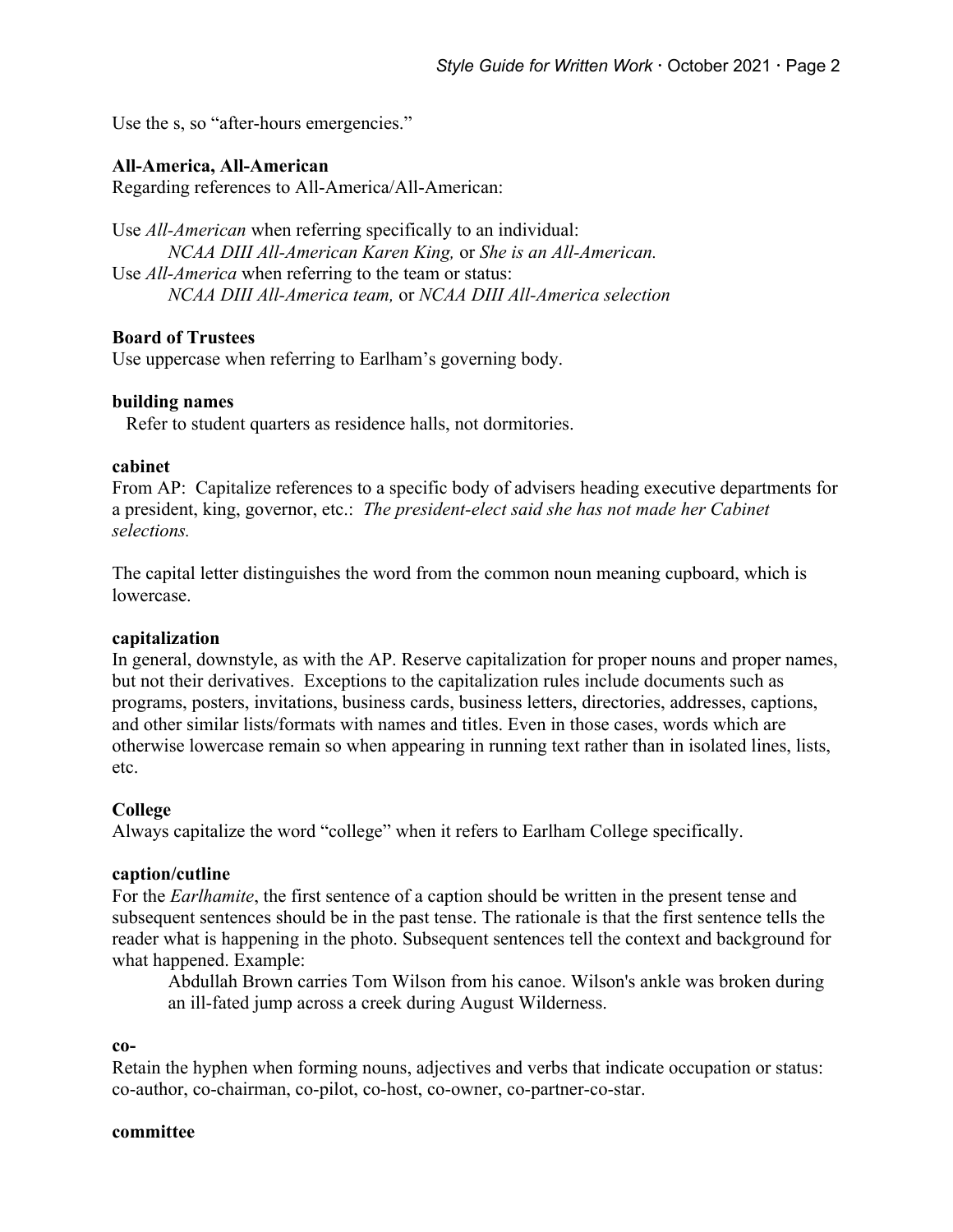Use the s, so "after-hours emergencies."

**All-America, All-American**

Regarding references to All-America/All-American:

Use *All-American* when referring specifically to an individual:

> *NCAA DIII All-American Karen King,* or *She is an All-American.*

Use *All-America* when referring to the team or status:

> *NCAA DIII All-America team,* or *NCAA DIII All-America selection*

**Board of Trustees**

Use uppercase when referring to Earlham's governing body.

**building names**

Refer to student quarters as residence halls, not dormitories.

**cabinet**

From AP: Capitalize references to a specific body of advisers heading executive departments for a president, king, governor, etc.: *The president-elect said she has not made her Cabinet selections.*

The capital letter distinguishes the word from the common noun meaning cupboard, which is lowercase.

**capitalization**

In general, downstyle, as with the AP. Reserve capitalization for proper nouns and proper names, but not their derivatives. Exceptions to the capitalization rules include documents such as programs, posters, invitations, business cards, business letters, directories, addresses, captions, and other similar lists/formats with names and titles. Even in those cases, words which are otherwise lowercase remain so when appearing in running text rather than in isolated lines, lists, etc.

**College**

Always capitalize the word "college" when it refers to Earlham College specifically.

**caption/cutline**

For the *Earlhamite*, the first sentence of a caption should be written in the present tense and subsequent sentences should be in the past tense. The rationale is that the first sentence tells the reader what is happening in the photo. Subsequent sentences tell the context and background for what happened. Example:

> Abdullah Brown carries Tom Wilson from his canoe. Wilson's ankle was broken during an ill-fated jump across a creek during August Wilderness.

**co-**

Retain the hyphen when forming nouns, adjectives and verbs that indicate occupation or status: co-author, co-chairman, co-pilot, co-host, co-owner, co-partner-co-star.

**committee**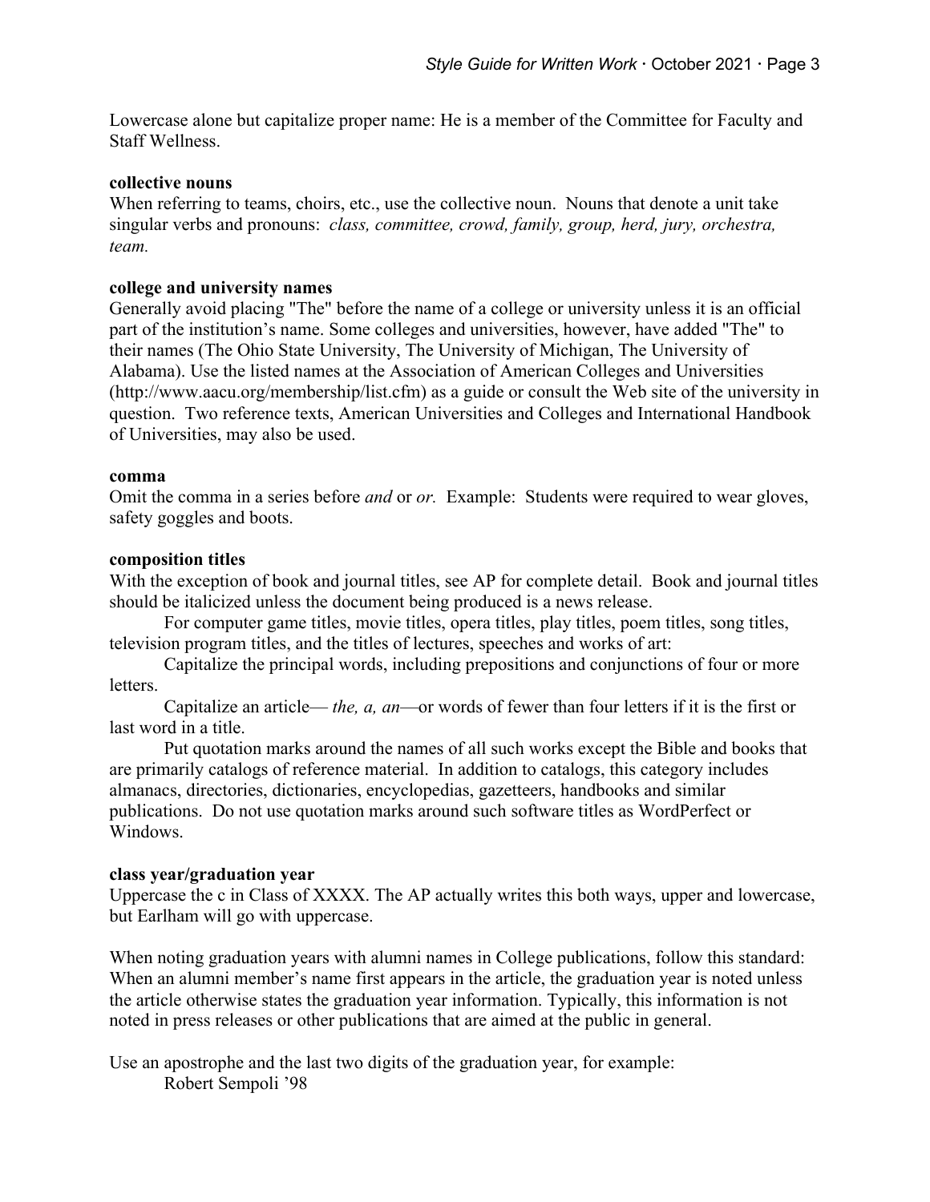Lowercase alone but capitalize proper name: He is a member of the Committee for Faculty and Staff Wellness.

**collective nouns**

When referring to teams, choirs, etc., use the collective noun. Nouns that denote a unit take singular verbs and pronouns: *class, committee, crowd, family, group, herd, jury, orchestra, team.*

**college and university names**

Generally avoid placing "The" before the name of a college or university unless it is an official part of the institution's name. Some colleges and universities, however, have added "The" to their names (The Ohio State University, The University of Michigan, The University of Alabama). Use the listed names at the Association of American Colleges and Universities (http://www.aacu.org/membership/list.cfm) as a guide or consult the Web site of the university in question. Two reference texts, American Universities and Colleges and International Handbook of Universities, may also be used.

**comma**

Omit the comma in a series before *and* or *or.* Example: Students were required to wear gloves, safety goggles and boots.

**composition titles**

With the exception of book and journal titles, see AP for complete detail. Book and journal titles should be italicized unless the document being produced is a news release.

For computer game titles, movie titles, opera titles, play titles, poem titles, song titles, television program titles, and the titles of lectures, speeches and works of art:

Capitalize the principal words, including prepositions and conjunctions of four or more letters.

Capitalize an article— *the, a, an*—or words of fewer than four letters if it is the first or last word in a title.

Put quotation marks around the names of all such works except the Bible and books that are primarily catalogs of reference material. In addition to catalogs, this category includes almanacs, directories, dictionaries, encyclopedias, gazetteers, handbooks and similar publications. Do not use quotation marks around such software titles as WordPerfect or Windows.

**class year/graduation year**

Uppercase the c in Class of XXXX. The AP actually writes this both ways, upper and lowercase, but Earlham will go with uppercase.

When noting graduation years with alumni names in College publications, follow this standard: When an alumni member's name first appears in the article, the graduation year is noted unless the article otherwise states the graduation year information. Typically, this information is not noted in press releases or other publications that are aimed at the public in general.

Use an apostrophe and the last two digits of the graduation year, for example:

Robert Sempoli '98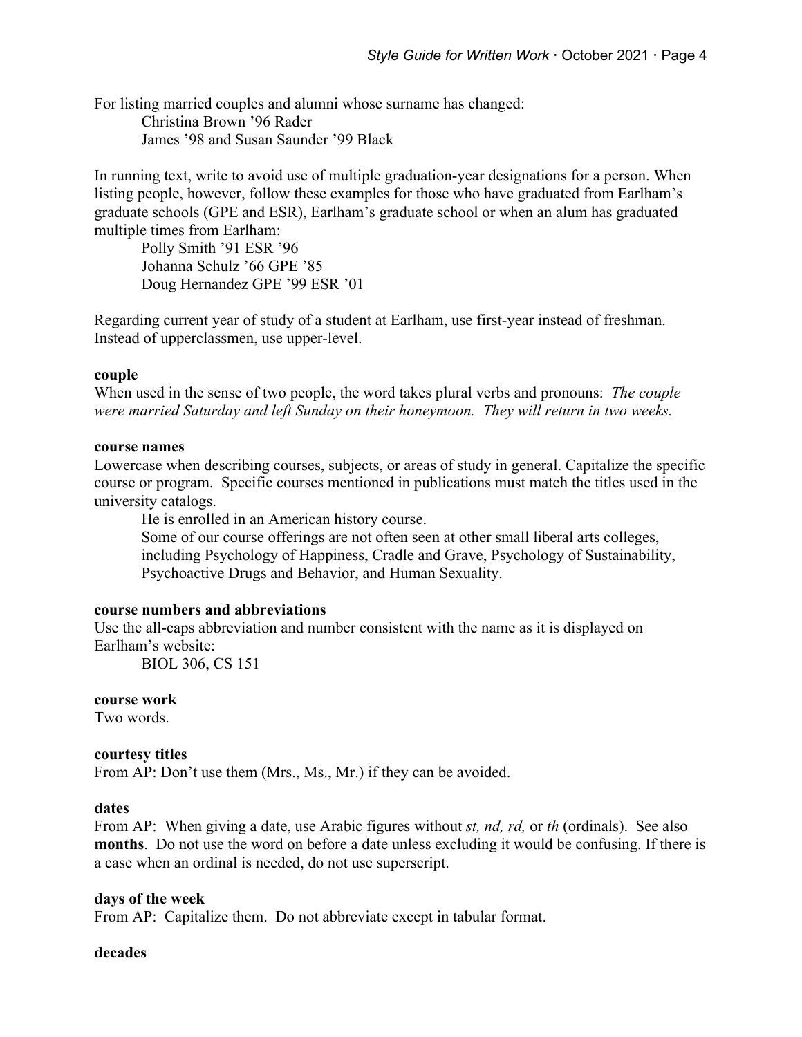For listing married couples and alumni whose surname has changed:

Christina Brown ’96 Rader
James ’98 and Susan Saunder ’99 Black

In running text, write to avoid use of multiple graduation-year designations for a person. When listing people, however, follow these examples for those who have graduated from Earlham’s graduate schools (GPE and ESR), Earlham’s graduate school or when an alum has graduated multiple times from Earlham:

Polly Smith ’91 ESR ’96
Johanna Schulz ’66 GPE ’85
Doug Hernandez GPE ’99 ESR ’01

Regarding current year of study of a student at Earlham, use first-year instead of freshman. Instead of upperclassmen, use upper-level.

**couple**
When used in the sense of two people, the word takes plural verbs and pronouns: *The couple were married Saturday and left Sunday on their honeymoon. They will return in two weeks.*

**course names**
Lowercase when describing courses, subjects, or areas of study in general. Capitalize the specific course or program. Specific courses mentioned in publications must match the titles used in the university catalogs.

He is enrolled in an American history course.
Some of our course offerings are not often seen at other small liberal arts colleges, including Psychology of Happiness, Cradle and Grave, Psychology of Sustainability, Psychoactive Drugs and Behavior, and Human Sexuality.

**course numbers and abbreviations**
Use the all-caps abbreviation and number consistent with the name as it is displayed on Earlham’s website:

BIOL 306, CS 151

**course work**
Two words.

**courtesy titles**
From AP: Don’t use them (Mrs., Ms., Mr.) if they can be avoided.

**dates**
From AP: When giving a date, use Arabic figures without *st, nd, rd,* or *th* (ordinals). See also **months**. Do not use the word on before a date unless excluding it would be confusing. If there is a case when an ordinal is needed, do not use superscript.

**days of the week**
From AP: Capitalize them. Do not abbreviate except in tabular format.

**decades**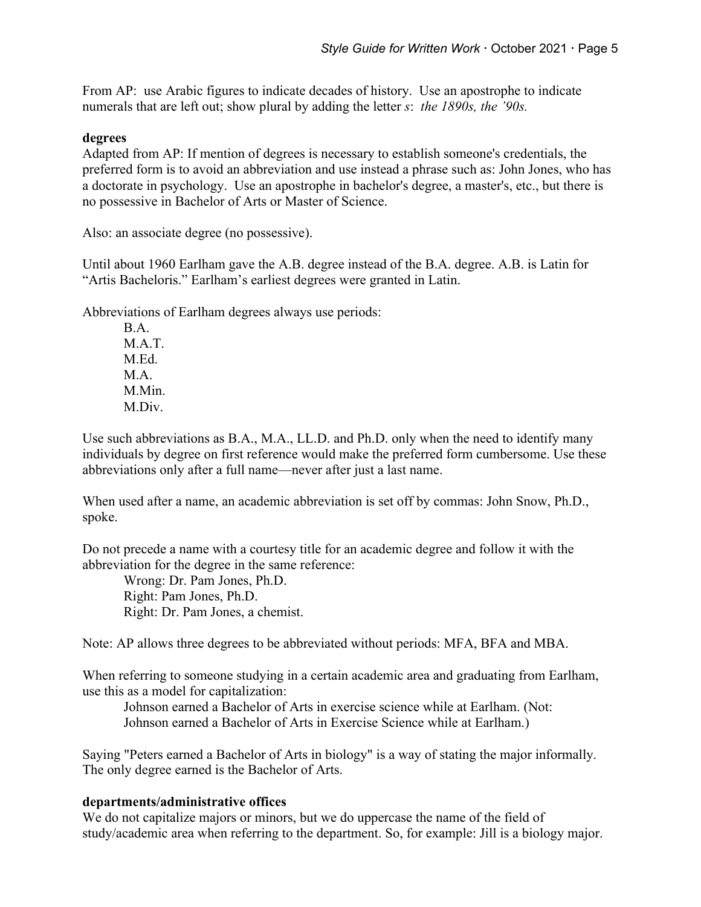From AP: use Arabic figures to indicate decades of history. Use an apostrophe to indicate numerals that are left out; show plural by adding the letter *s*: *the 1890s, the '90s.*

**degrees**

Adapted from AP: If mention of degrees is necessary to establish someone's credentials, the preferred form is to avoid an abbreviation and use instead a phrase such as: John Jones, who has a doctorate in psychology. Use an apostrophe in bachelor's degree, a master's, etc., but there is no possessive in Bachelor of Arts or Master of Science.

Also: an associate degree (no possessive).

Until about 1960 Earlham gave the A.B. degree instead of the B.A. degree. A.B. is Latin for "Artis Bacheloris." Earlham's earliest degrees were granted in Latin.

Abbreviations of Earlham degrees always use periods:

B.A.
M.A.T.
M.Ed.
M.A.
M.Min.
M.Div.

Use such abbreviations as B.A., M.A., LL.D. and Ph.D. only when the need to identify many individuals by degree on first reference would make the preferred form cumbersome. Use these abbreviations only after a full name—never after just a last name.

When used after a name, an academic abbreviation is set off by commas: John Snow, Ph.D., spoke.

Do not precede a name with a courtesy title for an academic degree and follow it with the abbreviation for the degree in the same reference:

Wrong: Dr. Pam Jones, Ph.D.
Right: Pam Jones, Ph.D.
Right: Dr. Pam Jones, a chemist.

Note: AP allows three degrees to be abbreviated without periods: MFA, BFA and MBA.

When referring to someone studying in a certain academic area and graduating from Earlham, use this as a model for capitalization:

Johnson earned a Bachelor of Arts in exercise science while at Earlham. (Not: Johnson earned a Bachelor of Arts in Exercise Science while at Earlham.)

Saying "Peters earned a Bachelor of Arts in biology" is a way of stating the major informally. The only degree earned is the Bachelor of Arts.

**departments/administrative offices**

We do not capitalize majors or minors, but we do uppercase the name of the field of study/academic area when referring to the department. So, for example: Jill is a biology major.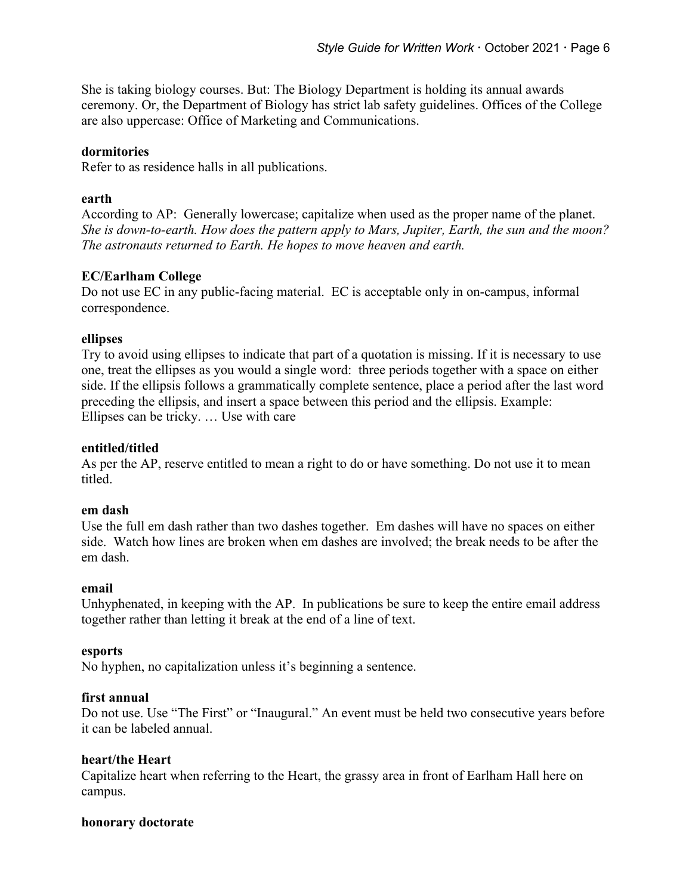She is taking biology courses. But: The Biology Department is holding its annual awards ceremony. Or, the Department of Biology has strict lab safety guidelines. Offices of the College are also uppercase: Office of Marketing and Communications.

**dormitories**
Refer to as residence halls in all publications.

**earth**
According to AP: Generally lowercase; capitalize when used as the proper name of the planet. *She is down-to-earth. How does the pattern apply to Mars, Jupiter, Earth, the sun and the moon? The astronauts returned to Earth. He hopes to move heaven and earth.*

**EC/Earlham College**
Do not use EC in any public-facing material. EC is acceptable only in on-campus, informal correspondence.

**ellipses**
Try to avoid using ellipses to indicate that part of a quotation is missing. If it is necessary to use one, treat the ellipses as you would a single word: three periods together with a space on either side. If the ellipsis follows a grammatically complete sentence, place a period after the last word preceding the ellipsis, and insert a space between this period and the ellipsis. Example: Ellipses can be tricky. … Use with care

**entitled/titled**
As per the AP, reserve entitled to mean a right to do or have something. Do not use it to mean titled.

**em dash**
Use the full em dash rather than two dashes together. Em dashes will have no spaces on either side. Watch how lines are broken when em dashes are involved; the break needs to be after the em dash.

**email**
Unhyphenated, in keeping with the AP. In publications be sure to keep the entire email address together rather than letting it break at the end of a line of text.

**esports**
No hyphen, no capitalization unless it's beginning a sentence.

**first annual**
Do not use. Use "The First" or "Inaugural." An event must be held two consecutive years before it can be labeled annual.

**heart/the Heart**
Capitalize heart when referring to the Heart, the grassy area in front of Earlham Hall here on campus.

**honorary doctorate**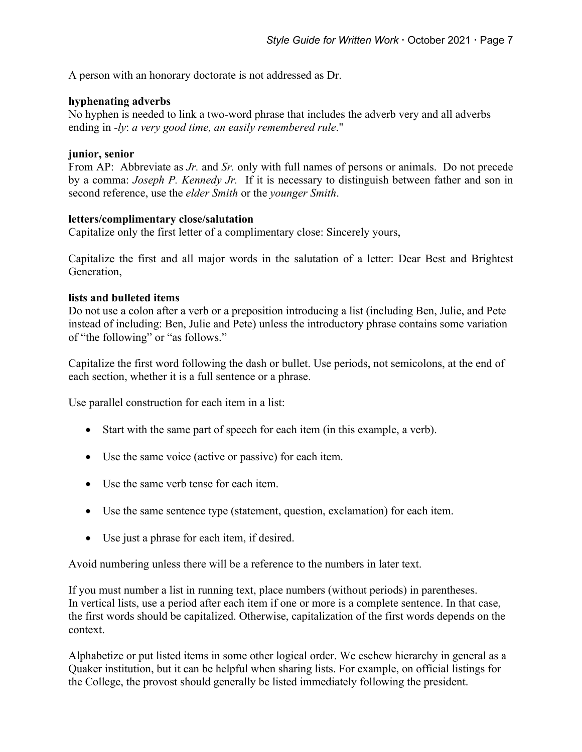A person with an honorary doctorate is not addressed as Dr.

**hyphenating adverbs**
No hyphen is needed to link a two-word phrase that includes the adverb very and all adverbs ending in *-ly*: *a very good time, an easily remembered rule*."

**junior, senior**
From AP: Abbreviate as *Jr.* and *Sr.* only with full names of persons or animals. Do not precede by a comma: *Joseph P. Kennedy Jr.* If it is necessary to distinguish between father and son in second reference, use the *elder Smith* or the *younger Smith*.

**letters/complimentary close/salutation**
Capitalize only the first letter of a complimentary close: Sincerely yours,

Capitalize the first and all major words in the salutation of a letter: Dear Best and Brightest Generation,

**lists and bulleted items**
Do not use a colon after a verb or a preposition introducing a list (including Ben, Julie, and Pete instead of including: Ben, Julie and Pete) unless the introductory phrase contains some variation of "the following" or "as follows."

Capitalize the first word following the dash or bullet. Use periods, not semicolons, at the end of each section, whether it is a full sentence or a phrase.

Use parallel construction for each item in a list:

- Start with the same part of speech for each item (in this example, a verb).
- Use the same voice (active or passive) for each item.
- Use the same verb tense for each item.
- Use the same sentence type (statement, question, exclamation) for each item.
- Use just a phrase for each item, if desired.

Avoid numbering unless there will be a reference to the numbers in later text.

If you must number a list in running text, place numbers (without periods) in parentheses.
In vertical lists, use a period after each item if one or more is a complete sentence. In that case, the first words should be capitalized. Otherwise, capitalization of the first words depends on the context.

Alphabetize or put listed items in some other logical order. We eschew hierarchy in general as a Quaker institution, but it can be helpful when sharing lists. For example, on official listings for the College, the provost should generally be listed immediately following the president.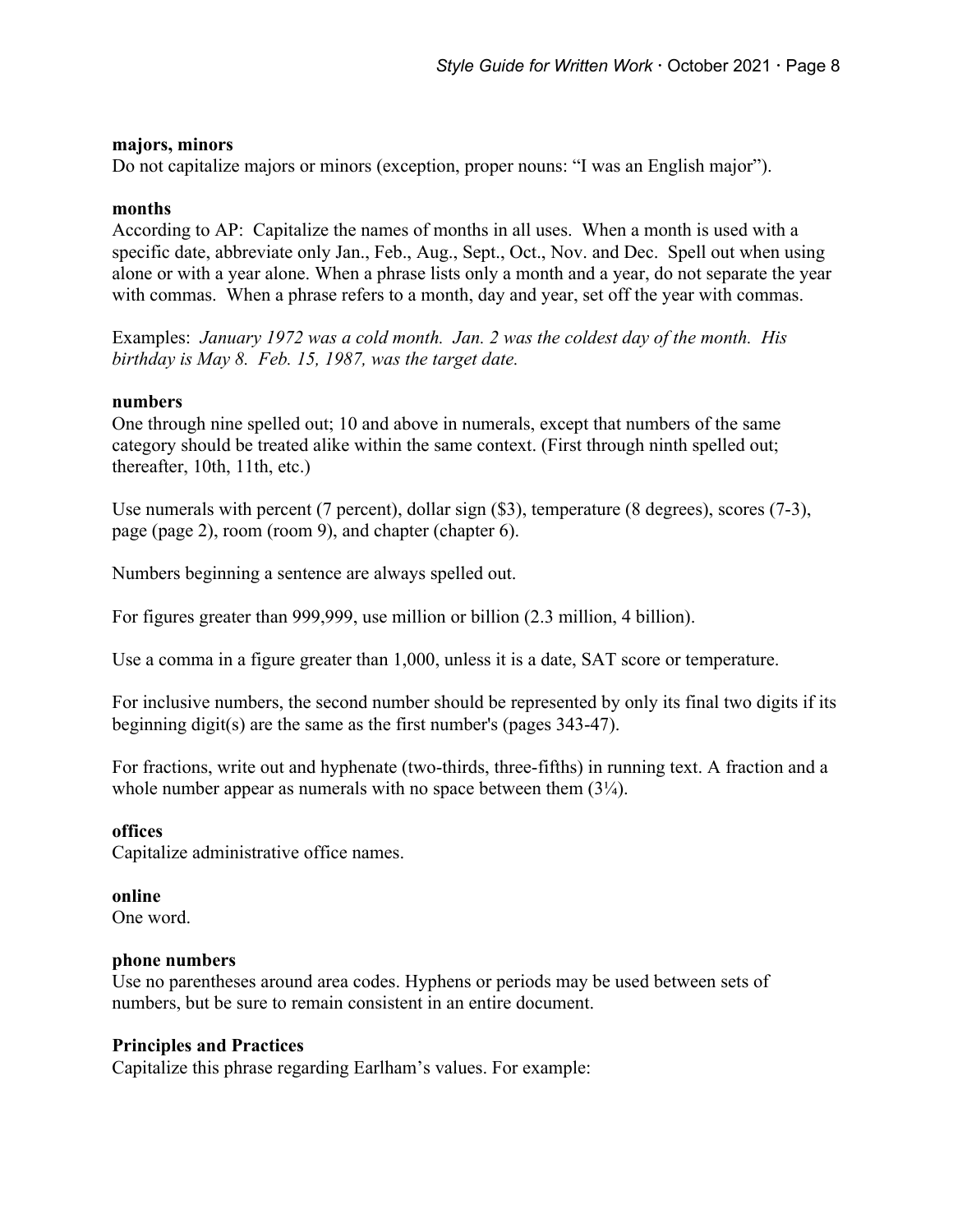**majors, minors**
Do not capitalize majors or minors (exception, proper nouns: "I was an English major").

**months**
According to AP: Capitalize the names of months in all uses. When a month is used with a specific date, abbreviate only Jan., Feb., Aug., Sept., Oct., Nov. and Dec. Spell out when using alone or with a year alone. When a phrase lists only a month and a year, do not separate the year with commas. When a phrase refers to a month, day and year, set off the year with commas.

Examples: *January 1972 was a cold month. Jan. 2 was the coldest day of the month. His birthday is May 8. Feb. 15, 1987, was the target date.*

**numbers**
One through nine spelled out; 10 and above in numerals, except that numbers of the same category should be treated alike within the same context. (First through ninth spelled out; thereafter, 10th, 11th, etc.)

Use numerals with percent (7 percent), dollar sign ($3), temperature (8 degrees), scores (7-3), page (page 2), room (room 9), and chapter (chapter 6).

Numbers beginning a sentence are always spelled out.

For figures greater than 999,999, use million or billion (2.3 million, 4 billion).

Use a comma in a figure greater than 1,000, unless it is a date, SAT score or temperature.

For inclusive numbers, the second number should be represented by only its final two digits if its beginning digit(s) are the same as the first number's (pages 343-47).

For fractions, write out and hyphenate (two-thirds, three-fifths) in running text. A fraction and a whole number appear as numerals with no space between them (3¼).

**offices**
Capitalize administrative office names.

**online**
One word.

**phone numbers**
Use no parentheses around area codes. Hyphens or periods may be used between sets of numbers, but be sure to remain consistent in an entire document.

**Principles and Practices**
Capitalize this phrase regarding Earlham's values. For example: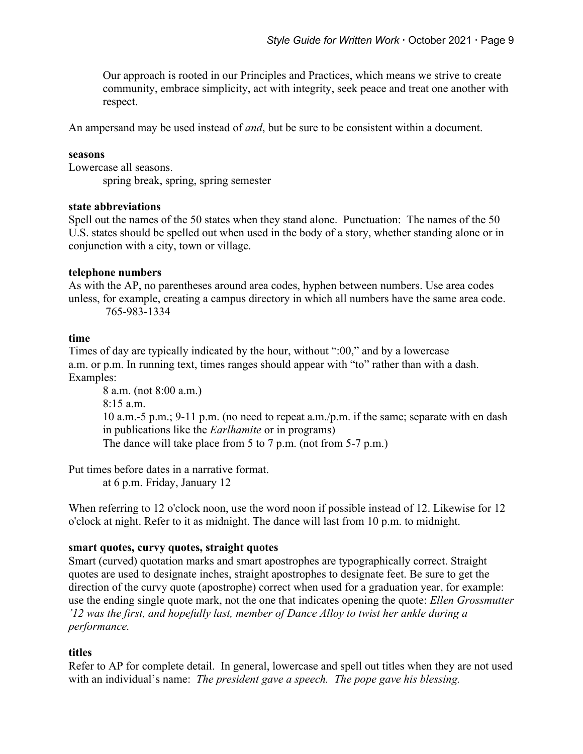> Our approach is rooted in our Principles and Practices, which means we strive to create community, embrace simplicity, act with integrity, seek peace and treat one another with respect.

An ampersand may be used instead of *and*, but be sure to be consistent within a document.

**seasons**
Lowercase all seasons.

> spring break, spring, spring semester

**state abbreviations**
Spell out the names of the 50 states when they stand alone. Punctuation: The names of the 50 U.S. states should be spelled out when used in the body of a story, whether standing alone or in conjunction with a city, town or village.

**telephone numbers**
As with the AP, no parentheses around area codes, hyphen between numbers. Use area codes unless, for example, creating a campus directory in which all numbers have the same area code.

> 765-983-1334

**time**
Times of day are typically indicated by the hour, without ":00," and by a lowercase a.m. or p.m. In running text, times ranges should appear with "to" rather than with a dash. Examples:

> 8 a.m. (not 8:00 a.m.)
> 8:15 a.m.
> 10 a.m.-5 p.m.; 9-11 p.m. (no need to repeat a.m./p.m. if the same; separate with en dash in publications like the *Earlhamite* or in programs)
> The dance will take place from 5 to 7 p.m. (not from 5-7 p.m.)

Put times before dates in a narrative format.

> at 6 p.m. Friday, January 12

When referring to 12 o'clock noon, use the word noon if possible instead of 12. Likewise for 12 o'clock at night. Refer to it as midnight. The dance will last from 10 p.m. to midnight.

**smart quotes, curvy quotes, straight quotes**
Smart (curved) quotation marks and smart apostrophes are typographically correct. Straight quotes are used to designate inches, straight apostrophes to designate feet. Be sure to get the direction of the curvy quote (apostrophe) correct when used for a graduation year, for example: use the ending single quote mark, not the one that indicates opening the quote: *Ellen Grossmutter ’12 was the first, and hopefully last, member of Dance Alloy to twist her ankle during a performance.*

**titles**
Refer to AP for complete detail. In general, lowercase and spell out titles when they are not used with an individual’s name: *The president gave a speech. The pope gave his blessing.*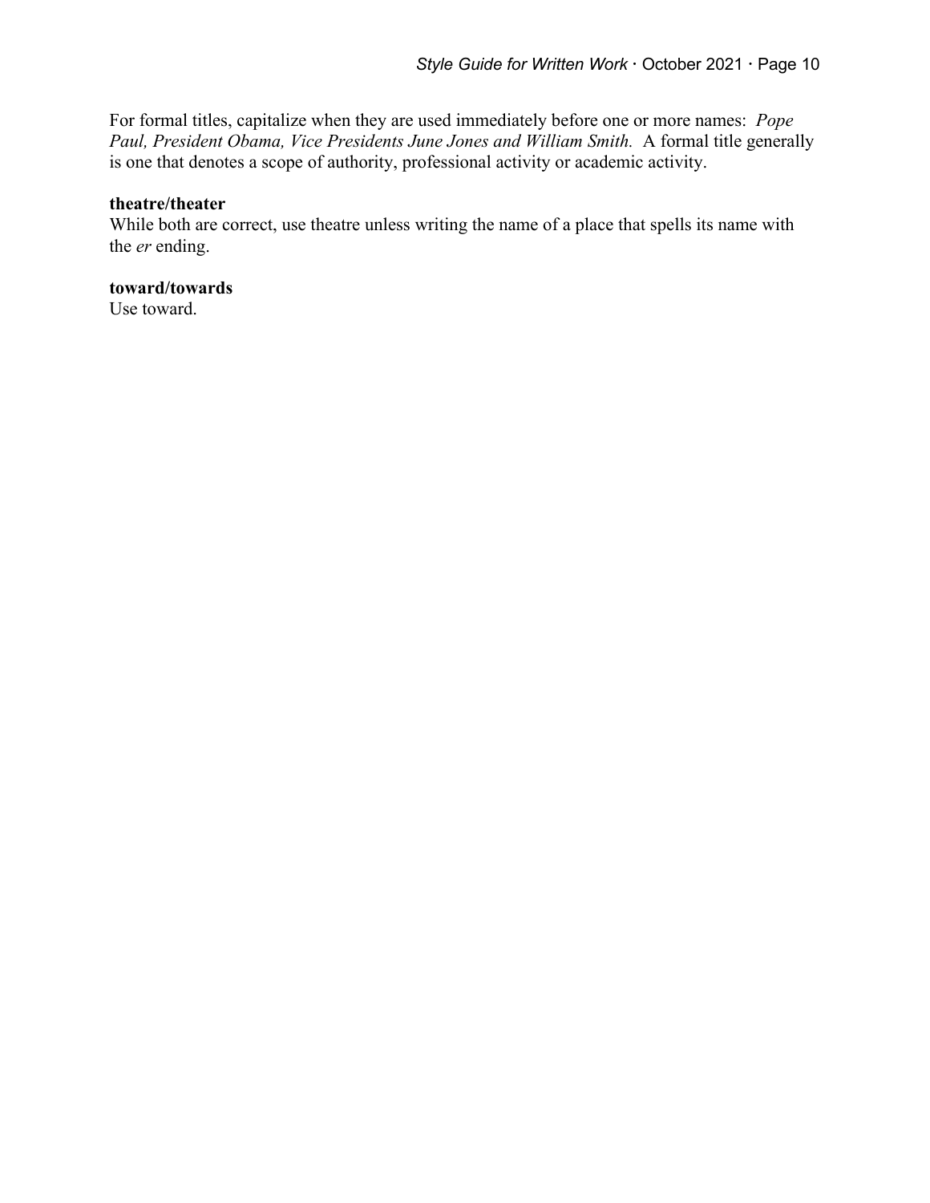For formal titles, capitalize when they are used immediately before one or more names: *Pope Paul, President Obama, Vice Presidents June Jones and William Smith.* A formal title generally is one that denotes a scope of authority, professional activity or academic activity.

**theatre/theater**
While both are correct, use theatre unless writing the name of a place that spells its name with the *er* ending.

**toward/towards**
Use toward.